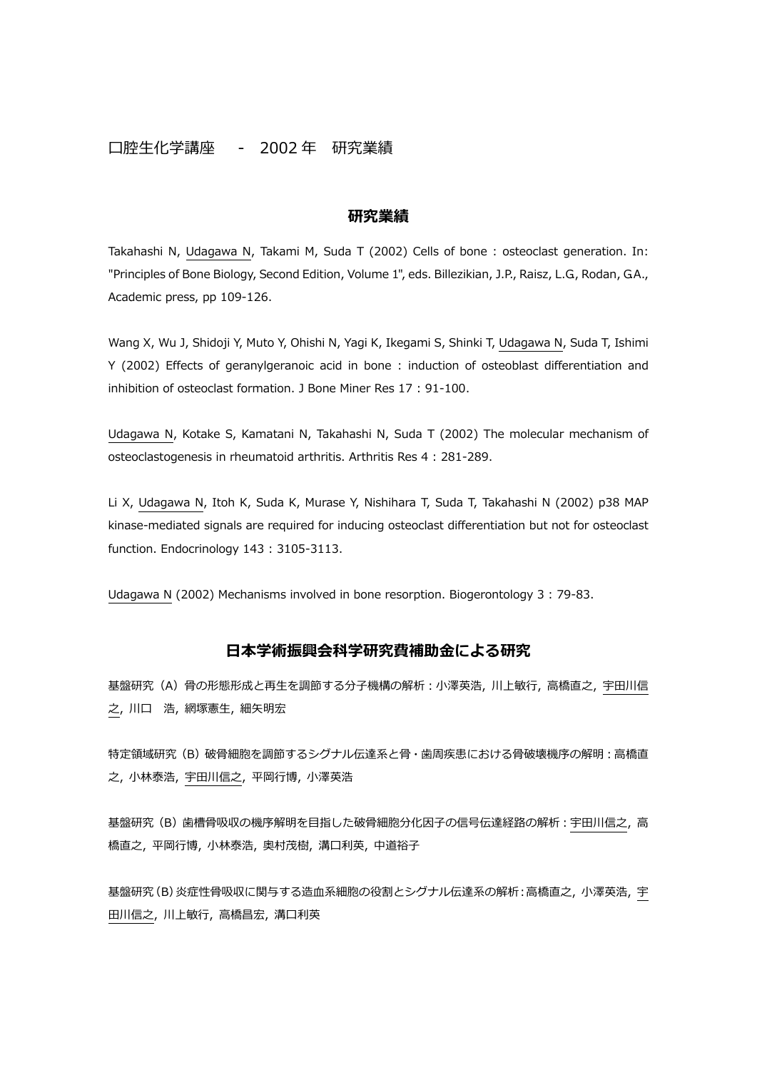# 口腔生化学講座　-　2002 年　研究業績

## 研究業績

Takahashi N, Udagawa N, Takami M, Suda T (2002) Cells of bone : osteoclast generation. In: "Principles of Bone Biology, Second Edition, Volume 1", eds. Billezikian, J.P., Raisz, L.G, Rodan, GA., Academic press, pp 109-126.

Wang X, Wu J, Shidoji Y, Muto Y, Ohishi N, Yagi K, Ikegami S, Shinki T, Udagawa N, Suda T, Ishimi Y (2002) Effects of geranylgeranoic acid in bone : induction of osteoblast differentiation and inhibition of osteoclast formation. J Bone Miner Res 17 : 91-100.

Udagawa N, Kotake S, Kamatani N, Takahashi N, Suda T (2002) The molecular mechanism of osteoclastogenesis in rheumatoid arthritis. Arthritis Res 4 : 281-289.

Li X, Udagawa N, Itoh K, Suda K, Murase Y, Nishihara T, Suda T, Takahashi N (2002) p38 MAP kinase-mediated signals are required for inducing osteoclast differentiation but not for osteoclast function. Endocrinology 143 : 3105-3113.

Udagawa N (2002) Mechanisms involved in bone resorption. Biogerontology 3 : 79-83.

## 日本学術振興会科学研究費補助金による研究

基盤研究（A）骨の形態形成と再生を調節する分子機構の解析：小澤英浩, 川上敏行, 高橋直之, 宇田川信之, 川口　浩, 網塚憲生, 細矢明宏

特定領域研究（B）破骨細胞を調節するシグナル伝達系と骨・歯周疾患における骨破壊機序の解明：高橋直之, 小林泰浩, 宇田川信之, 平岡行博, 小澤英浩

基盤研究（B）歯槽骨吸収の機序解明を目指した破骨細胞分化因子の信号伝達経路の解析：宇田川信之, 高橋直之, 平岡行博, 小林泰浩, 奥村茂樹, 溝口利英, 中道裕子

基盤研究（B）炎症性骨吸収に関与する造血系細胞の役割とシグナル伝達系の解析：高橋直之, 小澤英浩, 宇田川信之, 川上敏行, 高橋昌宏, 溝口利英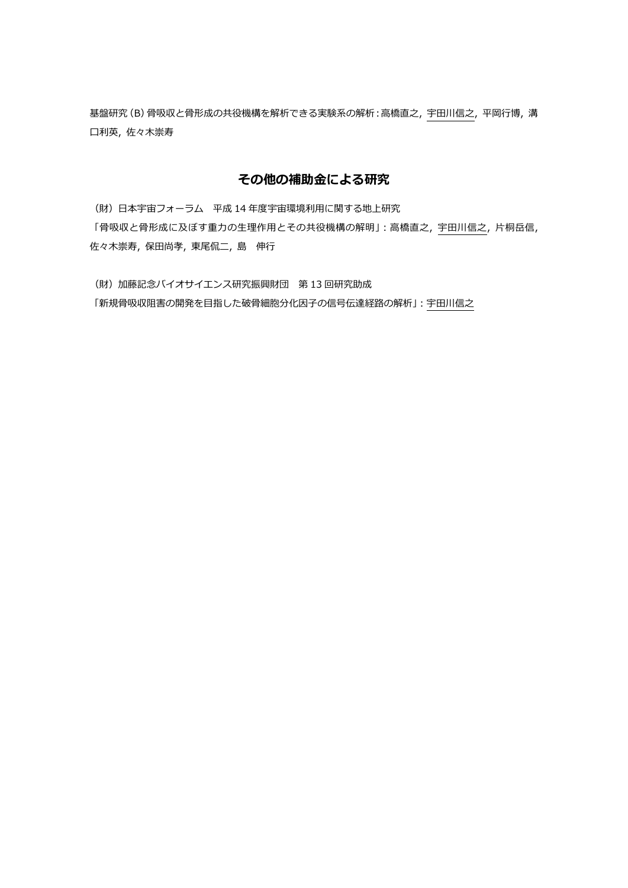基盤研究 (B) 骨吸収と骨形成の共役機構を解析できる実験系の解析：高橋直之, 宇田川信之, 平岡行博, 溝口利英, 佐々木崇寿

## その他の補助金による研究

（財）日本宇宙フォーラム　平成 14 年度宇宙環境利用に関する地上研究
「骨吸収と骨形成に及ぼす重力の生理作用とその共役機構の解明」：高橋直之, 宇田川信之, 片桐岳信, 佐々木崇寿, 保田尚孝, 東尾侃二, 島　伸行

（財）加藤記念バイオサイエンス研究振興財団　第 13 回研究助成
「新規骨吸収阻害の開発を目指した破骨細胞分化因子の信号伝達経路の解析」：宇田川信之